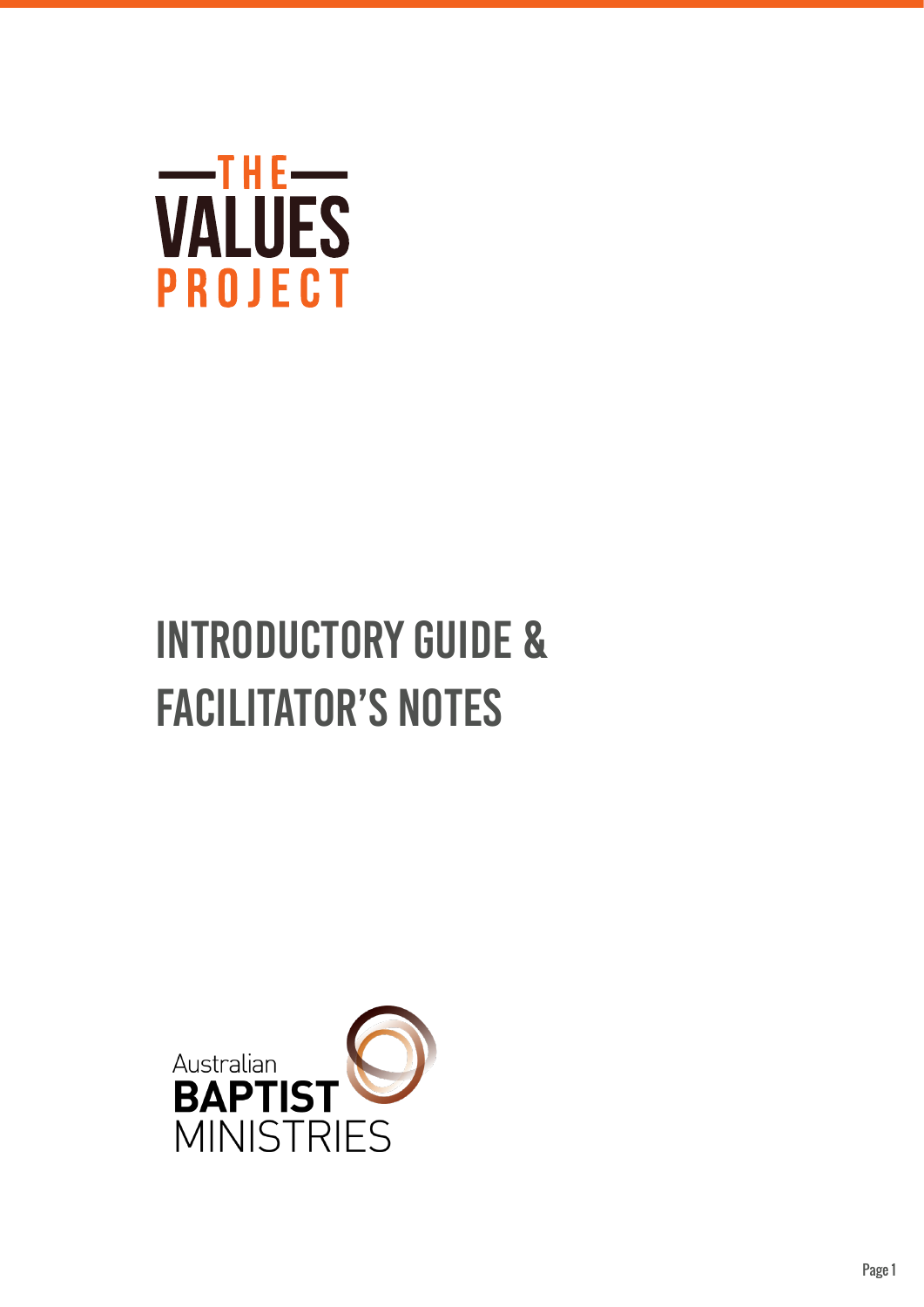# THE VALUES PROJECT

## INTRODUCTORY GUIDE & FACILITATOR'S NOTES

Australian BAPTIST MINISTRIES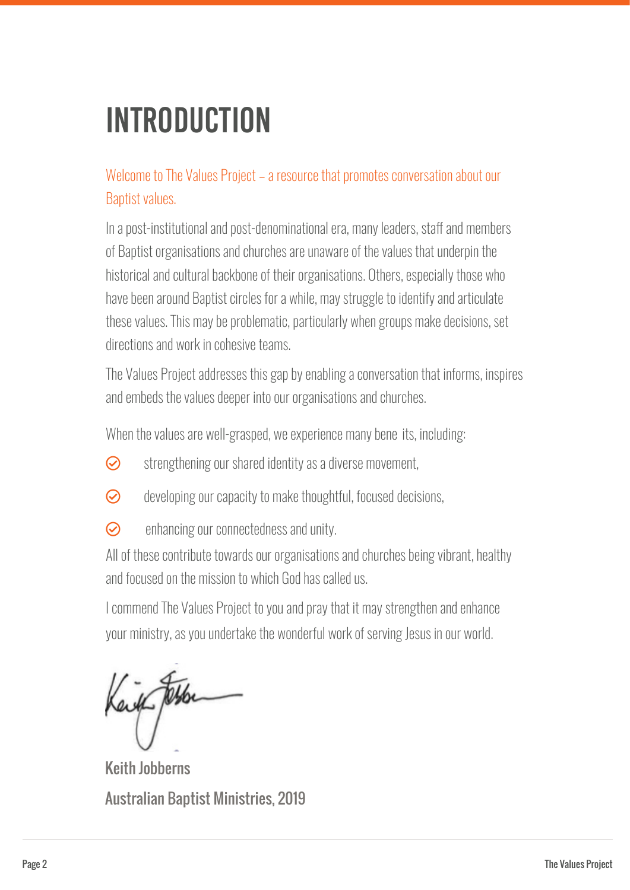# INTRODUCTION

Welcome to The Values Project – a resource that promotes conversation about our Baptist values.

In a post-institutional and post-denominational era, many leaders, staff and members of Baptist organisations and churches are unaware of the values that underpin the historical and cultural backbone of their organisations. Others, especially those who have been around Baptist circles for a while, may struggle to identify and articulate these values. This may be problematic, particularly when groups make decisions, set directions and work in cohesive teams.

The Values Project addresses this gap by enabling a conversation that informs, inspires and embeds the values deeper into our organisations and churches.

When the values are well-grasped, we experience many bene its, including:

- strengthening our shared identity as a diverse movement,
- developing our capacity to make thoughtful, focused decisions,
- enhancing our connectedness and unity.

All of these contribute towards our organisations and churches being vibrant, healthy and focused on the mission to which God has called us.

I commend The Values Project to you and pray that it may strengthen and enhance your ministry, as you undertake the wonderful work of serving Jesus in our world.

Keith Jobberns

Australian Baptist Ministries, 2019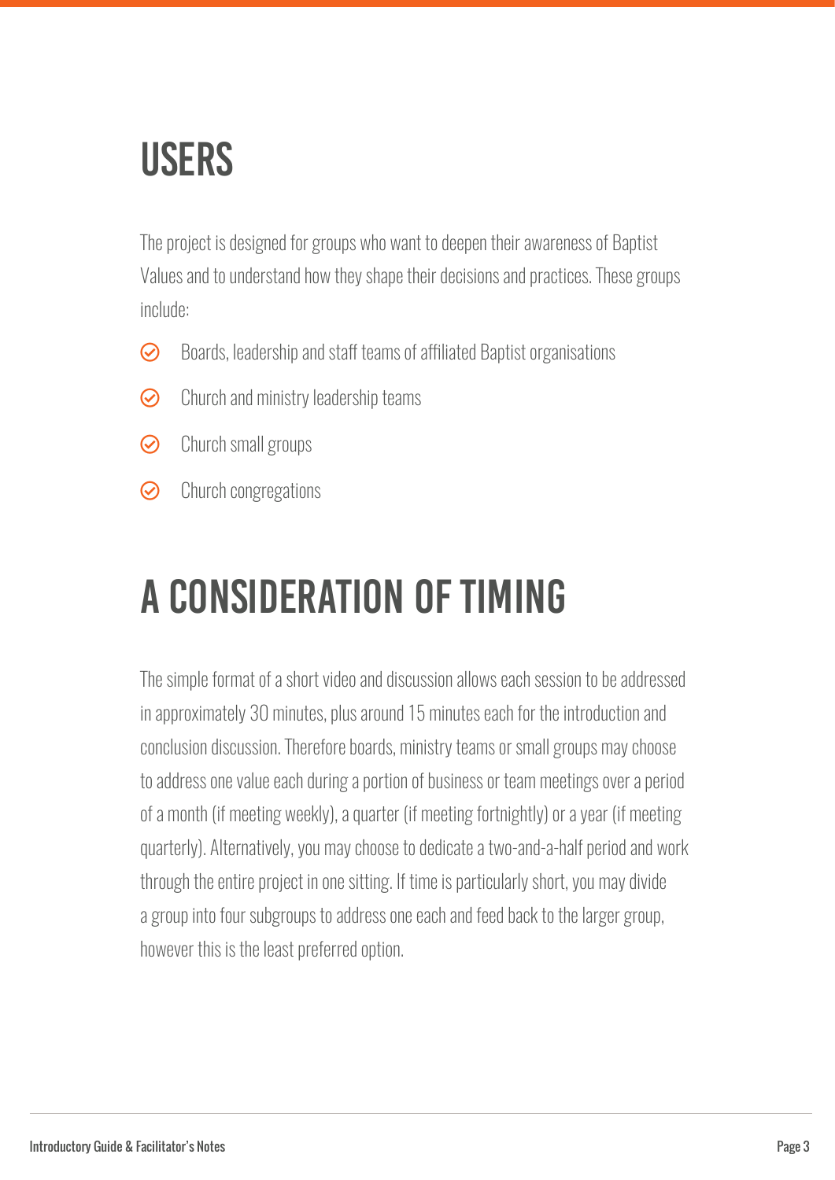# USERS

The project is designed for groups who want to deepen their awareness of Baptist Values and to understand how they shape their decisions and practices. These groups include:

- Boards, leadership and staff teams of affiliated Baptist organisations
- Church and ministry leadership teams
- Church small groups
- Church congregations

# A CONSIDERATION OF TIMING

The simple format of a short video and discussion allows each session to be addressed in approximately 30 minutes, plus around 15 minutes each for the introduction and conclusion discussion. Therefore boards, ministry teams or small groups may choose to address one value each during a portion of business or team meetings over a period of a month (if meeting weekly), a quarter (if meeting fortnightly) or a year (if meeting quarterly). Alternatively, you may choose to dedicate a two-and-a-half period and work through the entire project in one sitting. If time is particularly short, you may divide a group into four subgroups to address one each and feed back to the larger group, however this is the least preferred option.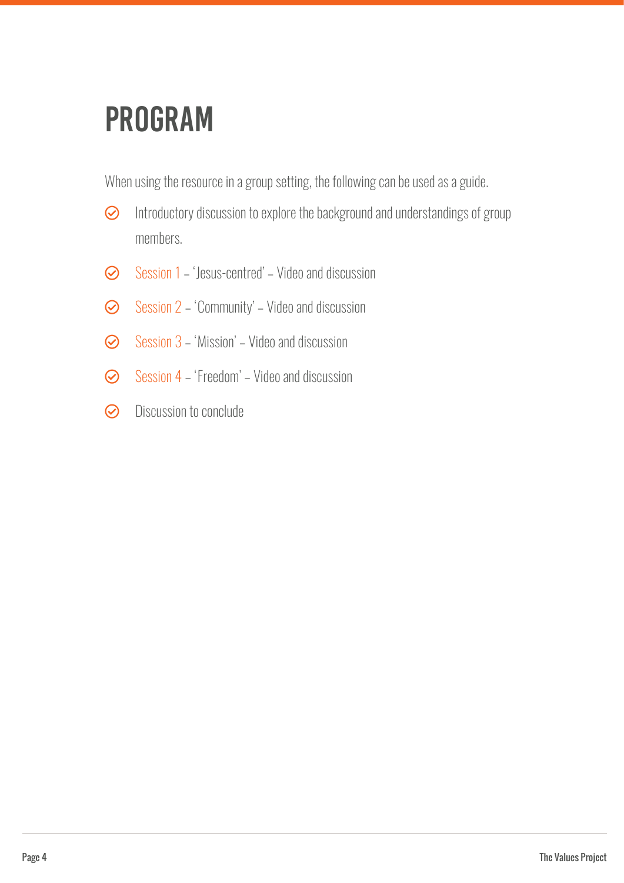# PROGRAM

When using the resource in a group setting, the following can be used as a guide.

- Introductory discussion to explore the background and understandings of group members.
- Session 1 – 'Jesus-centred' – Video and discussion
- Session 2 – 'Community' – Video and discussion
- Session 3 – 'Mission' – Video and discussion
- Session 4 – 'Freedom' – Video and discussion
- Discussion to conclude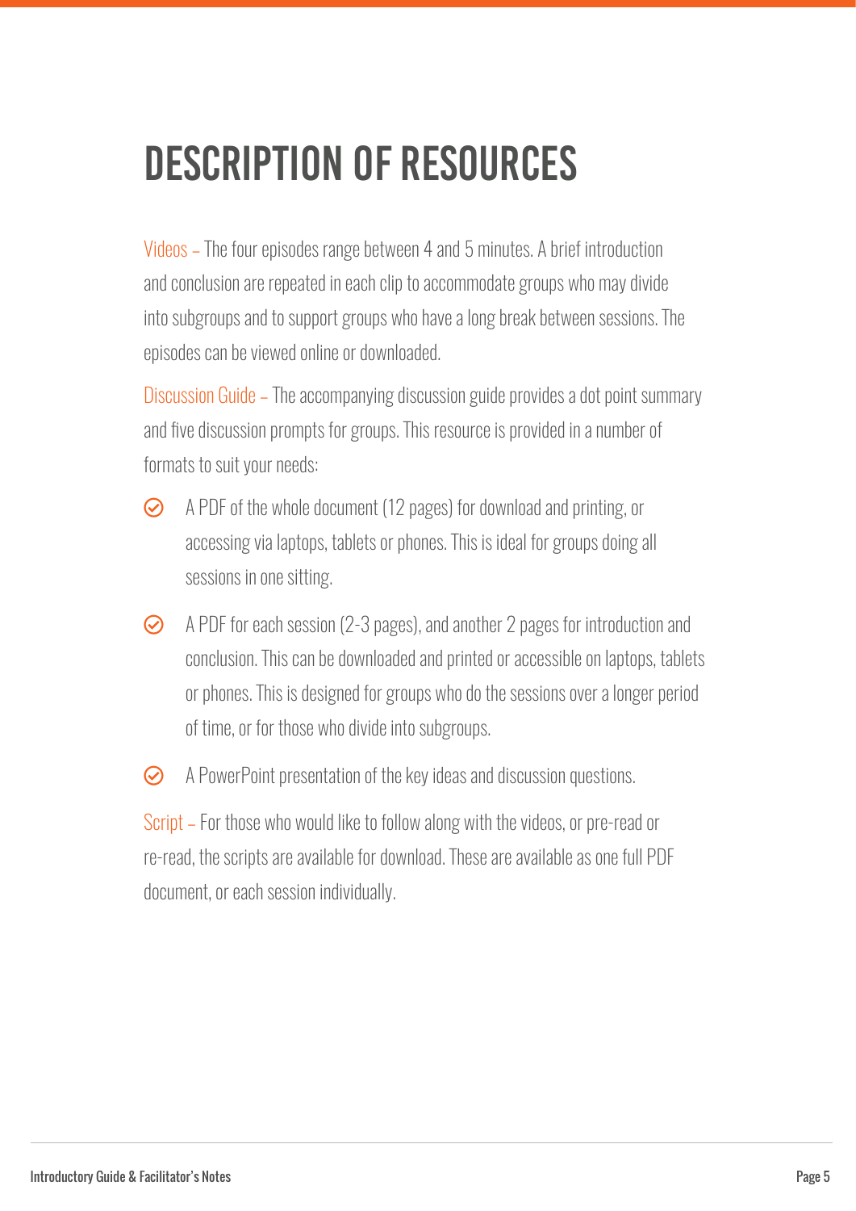# DESCRIPTION OF RESOURCES

Videos – The four episodes range between 4 and 5 minutes. A brief introduction and conclusion are repeated in each clip to accommodate groups who may divide into subgroups and to support groups who have a long break between sessions. The episodes can be viewed online or downloaded.

Discussion Guide – The accompanying discussion guide provides a dot point summary and five discussion prompts for groups. This resource is provided in a number of formats to suit your needs:

- A PDF of the whole document (12 pages) for download and printing, or accessing via laptops, tablets or phones. This is ideal for groups doing all sessions in one sitting.
- A PDF for each session (2-3 pages), and another 2 pages for introduction and conclusion. This can be downloaded and printed or accessible on laptops, tablets or phones. This is designed for groups who do the sessions over a longer period of time, or for those who divide into subgroups.
- A PowerPoint presentation of the key ideas and discussion questions.

Script – For those who would like to follow along with the videos, or pre-read or re-read, the scripts are available for download. These are available as one full PDF document, or each session individually.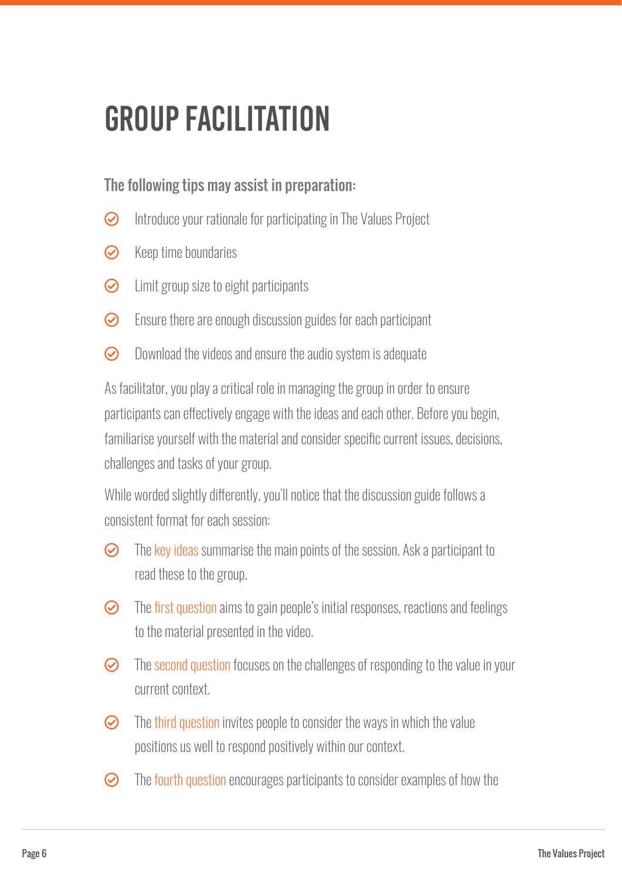# GROUP FACILITATION

## The following tips may assist in preparation:

- Introduce your rationale for participating in The Values Project
- Keep time boundaries
- Limit group size to eight participants
- Ensure there are enough discussion guides for each participant
- Download the videos and ensure the audio system is adequate

As facilitator, you play a critical role in managing the group in order to ensure participants can effectively engage with the ideas and each other. Before you begin, familiarise yourself with the material and consider specific current issues, decisions, challenges and tasks of your group.

While worded slightly differently, you'll notice that the discussion guide follows a consistent format for each session:

- The key ideas summarise the main points of the session. Ask a participant to read these to the group.
- The first question aims to gain people's initial responses, reactions and feelings to the material presented in the video.
- The second question focuses on the challenges of responding to the value in your current context.
- The third question invites people to consider the ways in which the value positions us well to respond positively within our context.
- The fourth question encourages participants to consider examples of how the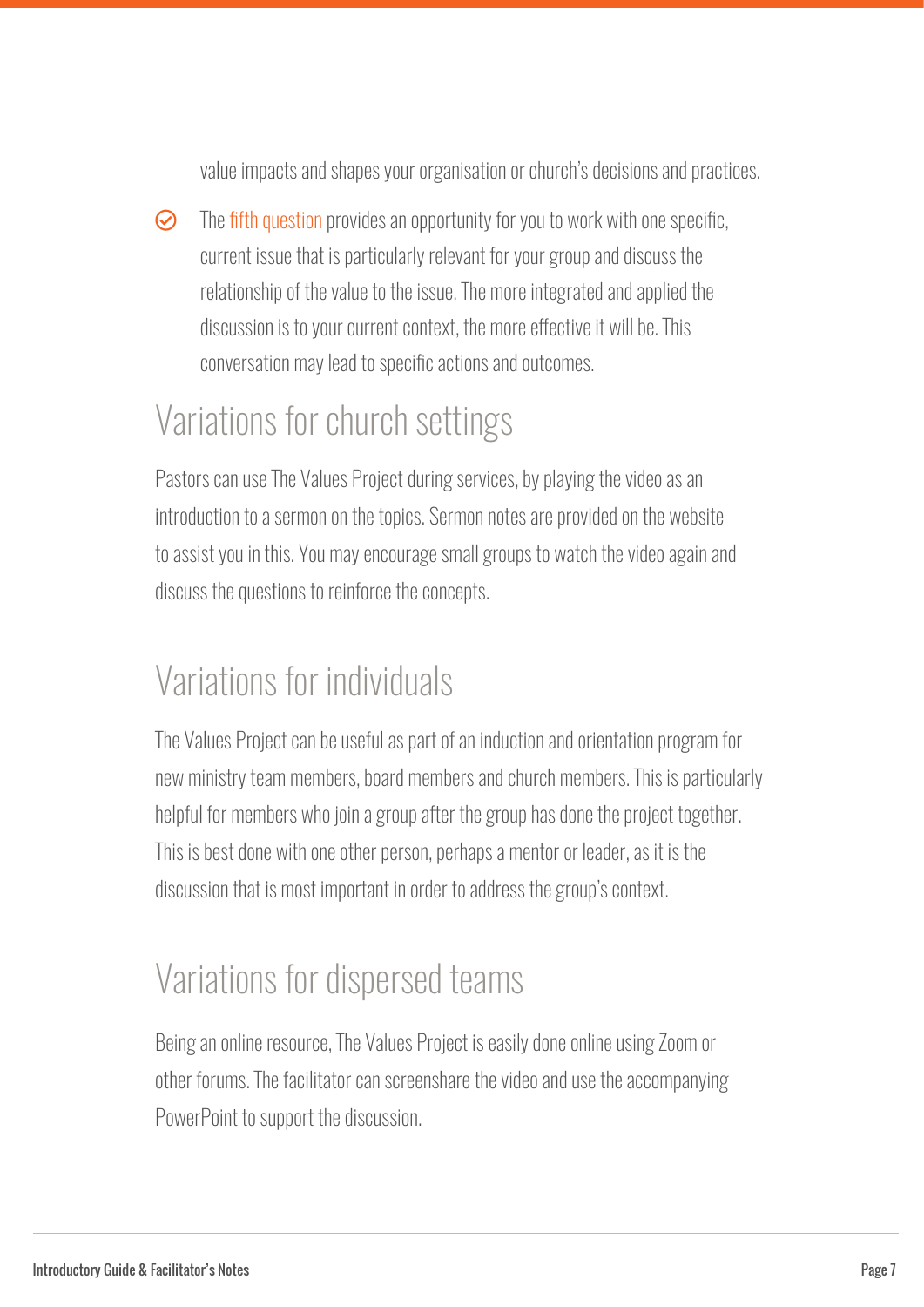value impacts and shapes your organisation or church's decisions and practices.

- The fifth question provides an opportunity for you to work with one specific, current issue that is particularly relevant for your group and discuss the relationship of the value to the issue. The more integrated and applied the discussion is to your current context, the more effective it will be. This conversation may lead to specific actions and outcomes.

## Variations for church settings

Pastors can use The Values Project during services, by playing the video as an introduction to a sermon on the topics. Sermon notes are provided on the website to assist you in this. You may encourage small groups to watch the video again and discuss the questions to reinforce the concepts.

## Variations for individuals

The Values Project can be useful as part of an induction and orientation program for new ministry team members, board members and church members. This is particularly helpful for members who join a group after the group has done the project together. This is best done with one other person, perhaps a mentor or leader, as it is the discussion that is most important in order to address the group's context.

## Variations for dispersed teams

Being an online resource, The Values Project is easily done online using Zoom or other forums. The facilitator can screenshare the video and use the accompanying PowerPoint to support the discussion.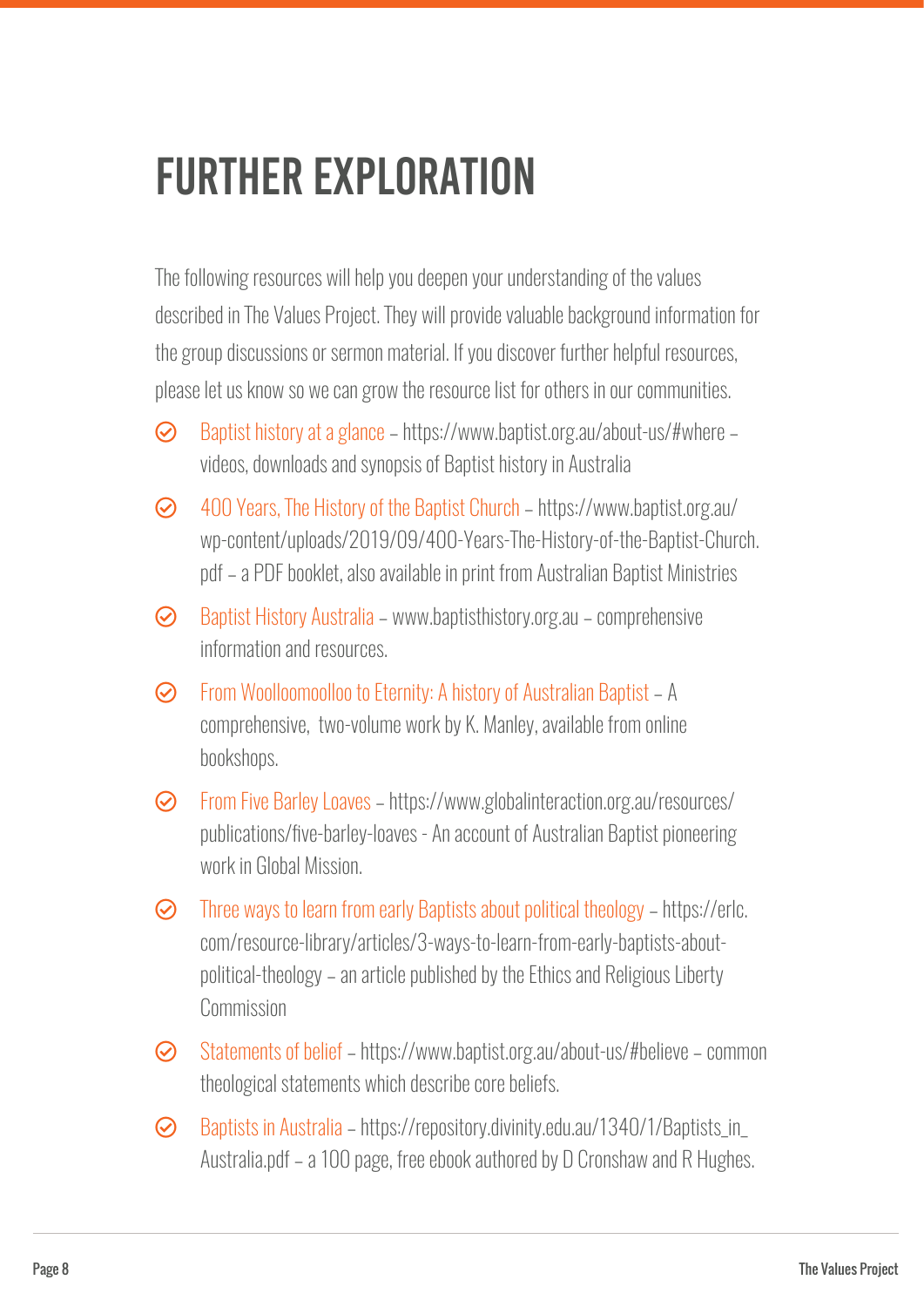# FURTHER EXPLORATION

The following resources will help you deepen your understanding of the values described in The Values Project. They will provide valuable background information for the group discussions or sermon material. If you discover further helpful resources, please let us know so we can grow the resource list for others in our communities.

- Baptist history at a glance – https://www.baptist.org.au/about-us/#where – videos, downloads and synopsis of Baptist history in Australia
- 400 Years, The History of the Baptist Church – https://www.baptist.org.au/wp-content/uploads/2019/09/400-Years-The-History-of-the-Baptist-Church.pdf – a PDF booklet, also available in print from Australian Baptist Ministries
- Baptist History Australia – www.baptisthistory.org.au – comprehensive information and resources.
- From Woolloomoolloo to Eternity: A history of Australian Baptist – A comprehensive, two-volume work by K. Manley, available from online bookshops.
- From Five Barley Loaves – https://www.globalinteraction.org.au/resources/publications/five-barley-loaves - An account of Australian Baptist pioneering work in Global Mission.
- Three ways to learn from early Baptists about political theology – https://erlc.com/resource-library/articles/3-ways-to-learn-from-early-baptists-about-political-theology – an article published by the Ethics and Religious Liberty Commission
- Statements of belief – https://www.baptist.org.au/about-us/#believe – common theological statements which describe core beliefs.
- Baptists in Australia – https://repository.divinity.edu.au/1340/1/Baptists_in_Australia.pdf – a 100 page, free ebook authored by D Cronshaw and R Hughes.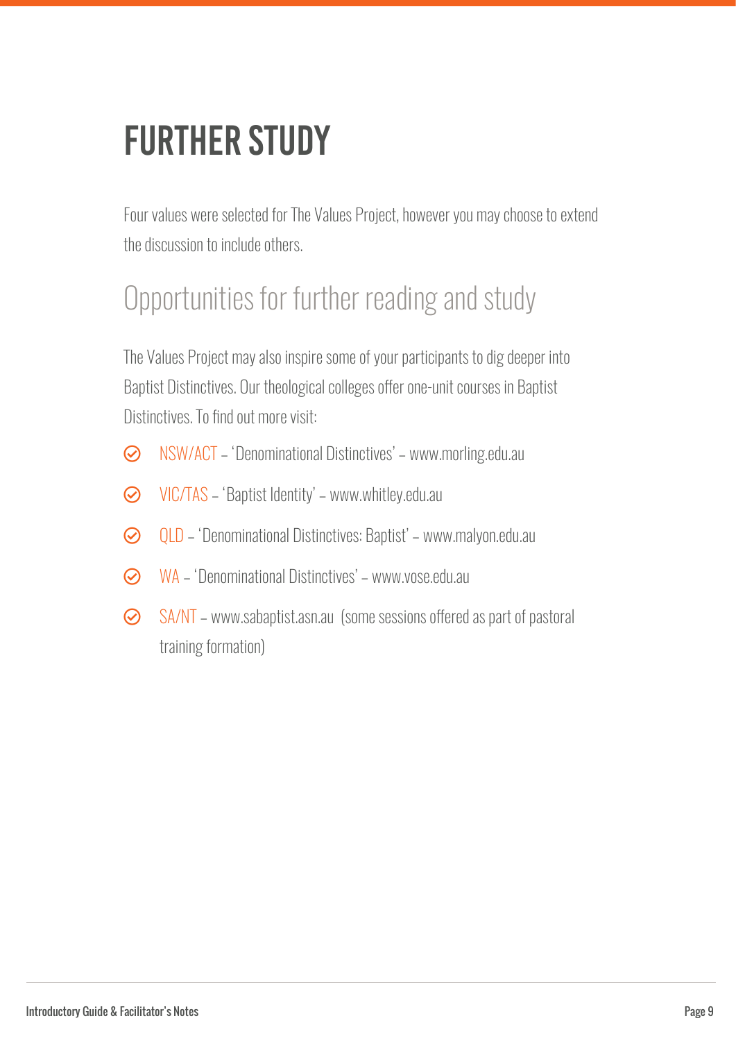# FURTHER STUDY

Four values were selected for The Values Project, however you may choose to extend the discussion to include others.

## Opportunities for further reading and study

The Values Project may also inspire some of your participants to dig deeper into Baptist Distinctives. Our theological colleges offer one-unit courses in Baptist Distinctives. To find out more visit:

- NSW/ACT – 'Denominational Distinctives' – www.morling.edu.au
- VIC/TAS – 'Baptist Identity' – www.whitley.edu.au
- QLD – 'Denominational Distinctives: Baptist' – www.malyon.edu.au
- WA – 'Denominational Distinctives' – www.vose.edu.au
- SA/NT – www.sabaptist.asn.au (some sessions offered as part of pastoral training formation)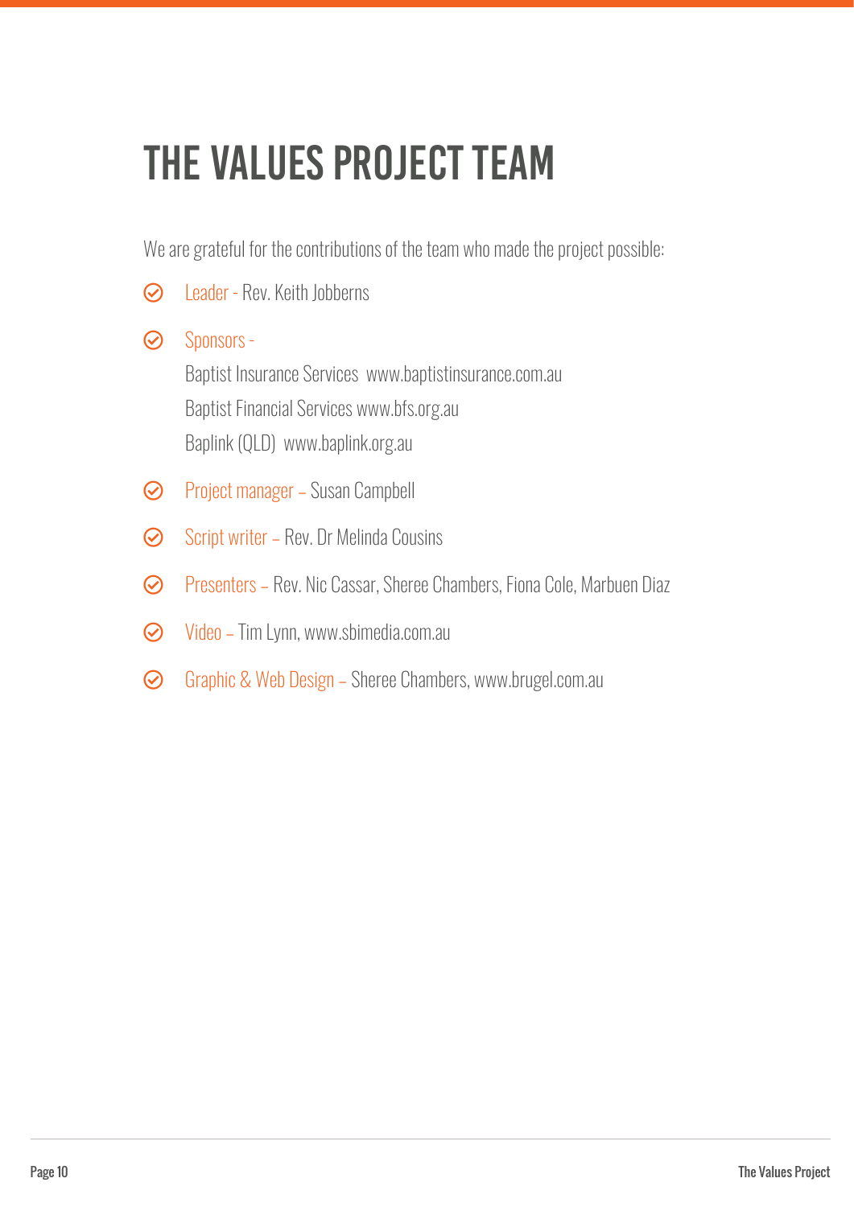# THE VALUES PROJECT TEAM

We are grateful for the contributions of the team who made the project possible:

- Leader - Rev. Keith Jobberns
- Sponsors -  
  Baptist Insurance Services www.baptistinsurance.com.au  
  Baptist Financial Services www.bfs.org.au  
  Baplink (QLD) www.baplink.org.au
- Project manager – Susan Campbell
- Script writer – Rev. Dr Melinda Cousins
- Presenters – Rev. Nic Cassar, Sheree Chambers, Fiona Cole, Marbuen Diaz
- Video – Tim Lynn, www.sbimedia.com.au
- Graphic & Web Design – Sheree Chambers, www.brugel.com.au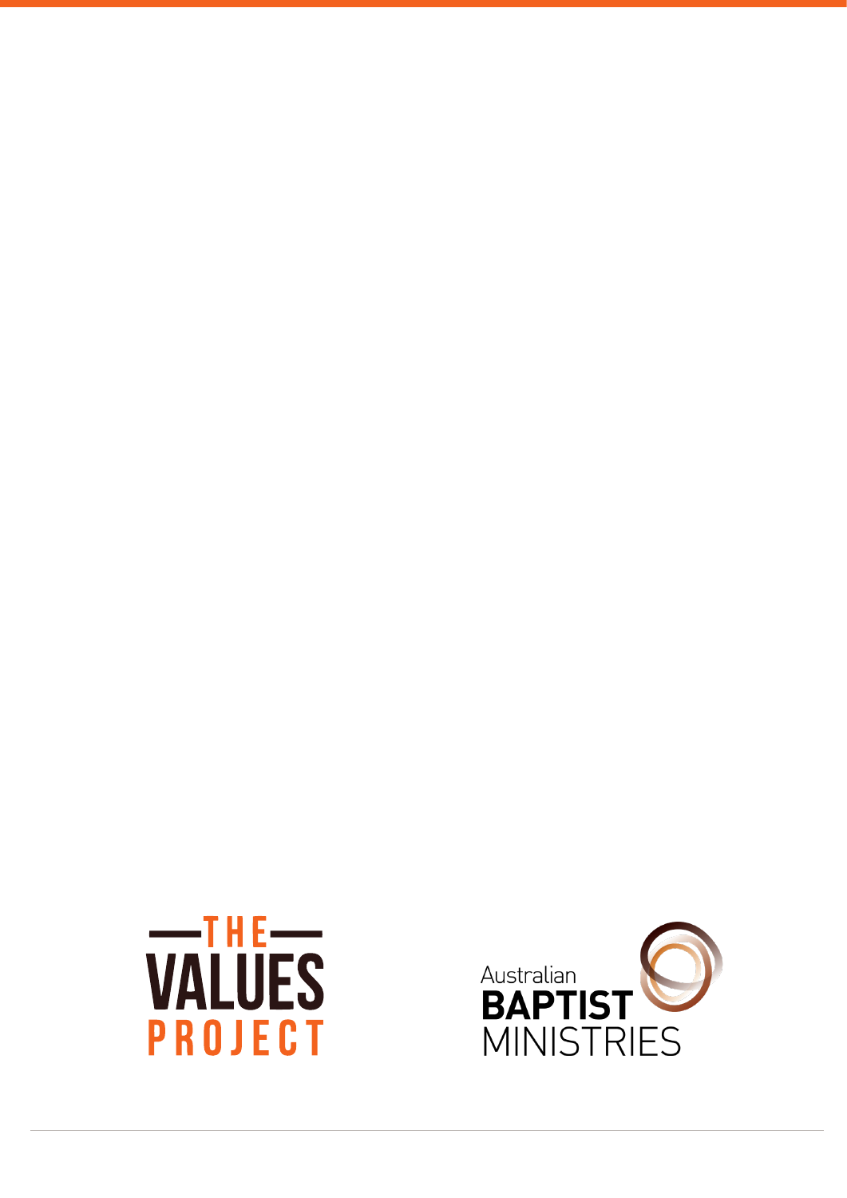THE VALUES PROJECT

Australian BAPTIST MINISTRIES